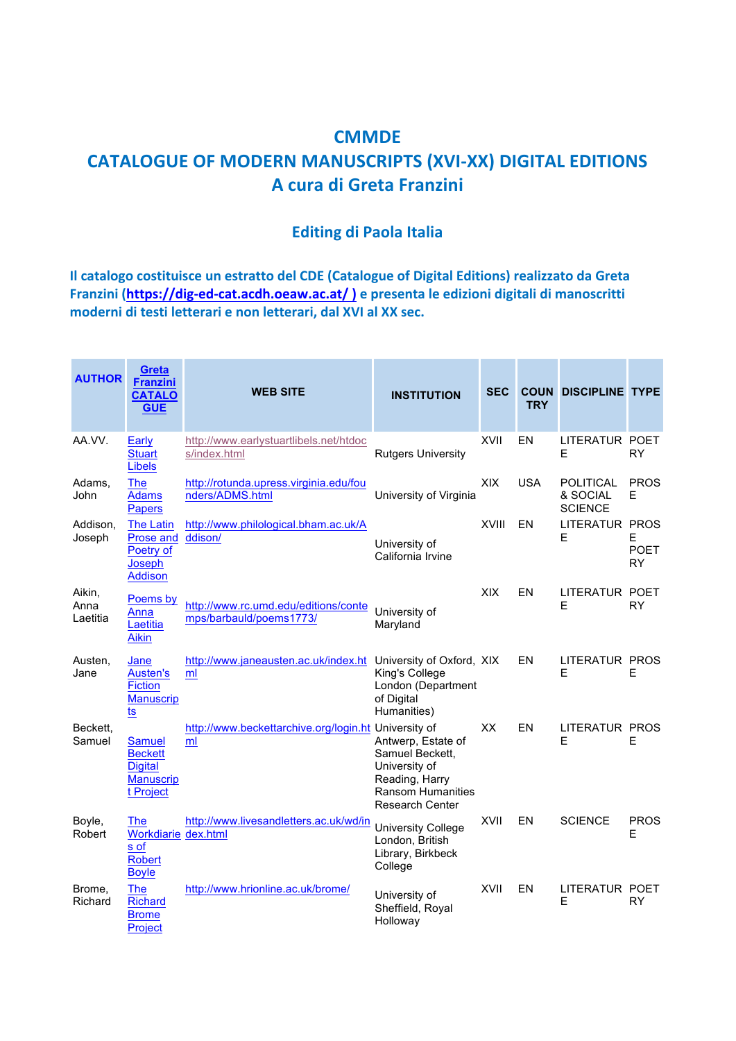# CMMDE

# CATALOGUE OF MODERN MANUSCRIPTS (XVI-XX) DIGITAL EDITIONS

## A cura di Greta Franzini

### Editing di Paola Italia

**Il catalogo costituisce un estratto del CDE (Catalogue of Digital Editions) realizzato da Greta Franzini (https://dig-ed-cat.acdh.oeaw.ac.at/ ) e presenta le edizioni digitali di manoscritti moderni di testi letterari e non letterari, dal XVI al XX sec.**

| AUTHOR | Greta Franzini CATALOGUE | WEB SITE | INSTITUTION | SEC | COUNTRY | DISCIPLINE | TYPE |
|---|---|---|---|---|---|---|---|
| AA.VV. | Early Stuart Libels | http://www.earlystuartlibels.net/htdocs/index.html | Rutgers University | XVII | EN | LITERATURE | POETRY |
| Adams, John | The Adams Papers | http://rotunda.upress.virginia.edu/founders/ADMS.html | University of Virginia | XIX | USA | POLITICAL & SOCIAL SCIENCE | PROSE |
| Addison, Joseph | The Latin Prose and Poetry of Joseph Addison | http://www.philological.bham.ac.uk/Addison/ | University of California Irvine | XVIII | EN | LITERATURE | PROSE POETRY |
| Aikin, Anna Laetitia | Poems by Anna Laetitia Aikin | http://www.rc.umd.edu/editions/contemps/barbauld/poems1773/ | University of Maryland | XIX | EN | LITERATURE | POETRY |
| Austen, Jane | Jane Austen's Fiction Manuscripts | http://www.janeausten.ac.uk/index.html | University of Oxford, King's College London (Department of Digital Humanities) | XIX | EN | LITERATURE | PROSE |
| Beckett, Samuel | Samuel Beckett Digital Manuscript Project | http://www.beckettarchive.org/login.html | University of Antwerp, Estate of Samuel Beckett, University of Reading, Harry Ransom Humanities Research Center | XX | EN | LITERATURE | PROSE |
| Boyle, Robert | The Workdiaries of Robert Boyle | http://www.livesandletters.ac.uk/wd/index.html | University College London, British Library, Birkbeck College | XVII | EN | SCIENCE | PROSE |
| Brome, Richard | The Richard Brome Project | http://www.hrionline.ac.uk/brome/ | University of Sheffield, Royal Holloway | XVII | EN | LITERATURE | POETRY |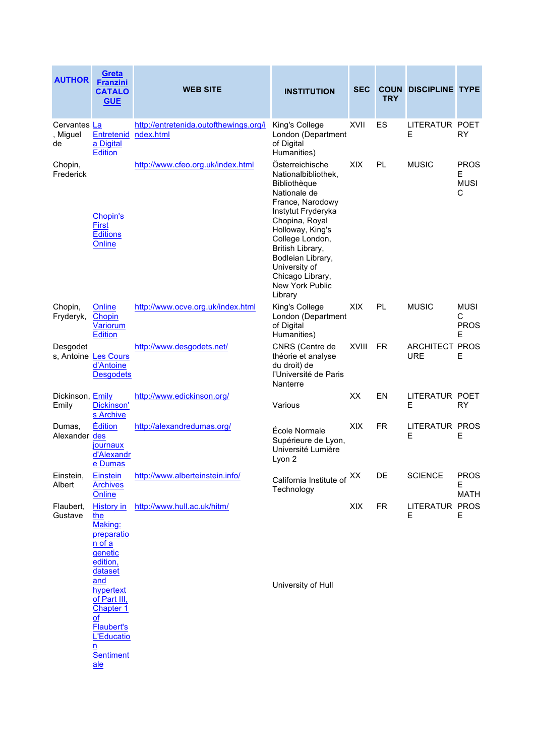| AUTHOR | Greta Franzini CATALOGUE | WEB SITE | INSTITUTION | SEC | COUNTRY | DISCIPLINE | TYPE |
|---|---|---|---|---|---|---|---|
| Cervantes, Miguel de | La Entretenida Digital Edition | http://entretenida.outofthewings.org/index.html | King's College London (Department of Digital Humanities) | XVII | ES | LITERATURE | POETRY |
| Chopin, Frederick | Chopin's First Editions Online | http://www.cfeo.org.uk/index.html | Österreichische Nationalbibliothek, Bibliothèque Nationale de France, Narodowy Instytut Fryderyka Chopina, Royal Holloway, King's College London, British Library, Bodleian Library, University of Chicago Library, New York Public Library | XIX | PL | MUSIC | PROSE MUSIC |
| Chopin, Fryderyk, | Online Chopin Variorum Edition | http://www.ocve.org.uk/index.html | King's College London (Department of Digital Humanities) | XIX | PL | MUSIC | MUSIC PROSE |
| Desgodets, Antoine | Les Cours d'Antoine Desgodets | http://www.desgodets.net/ | CNRS (Centre de théorie et analyse du droit) de l'Université de Paris Nanterre | XVIII | FR | ARCHITECTURE | PROSE |
| Dickinson, Emily | Emily Dickinson's Archive | http://www.edickinson.org/ | Various | XX | EN | LITERATURE | POETRY |
| Dumas, Alexander | Édition des journaux d'Alexandre Dumas | http://alexandredumas.org/ | École Normale Supérieure de Lyon, Université Lumière Lyon 2 | XIX | FR | LITERATURE | PROSE |
| Einstein, Albert | Einstein Archives Online | http://www.alberteinstein.info/ | California Institute of Technology | XX | DE | SCIENCE | PROSE MATH |
| Flaubert, Gustave | History in the Making: preparation of a genetic edition, dataset and hypertext of Part III, Chapter 1 of Flaubert's L'Education Sentimentale | http://www.hull.ac.uk/hitm/ | University of Hull | XIX | FR | LITERATURE | PROSE |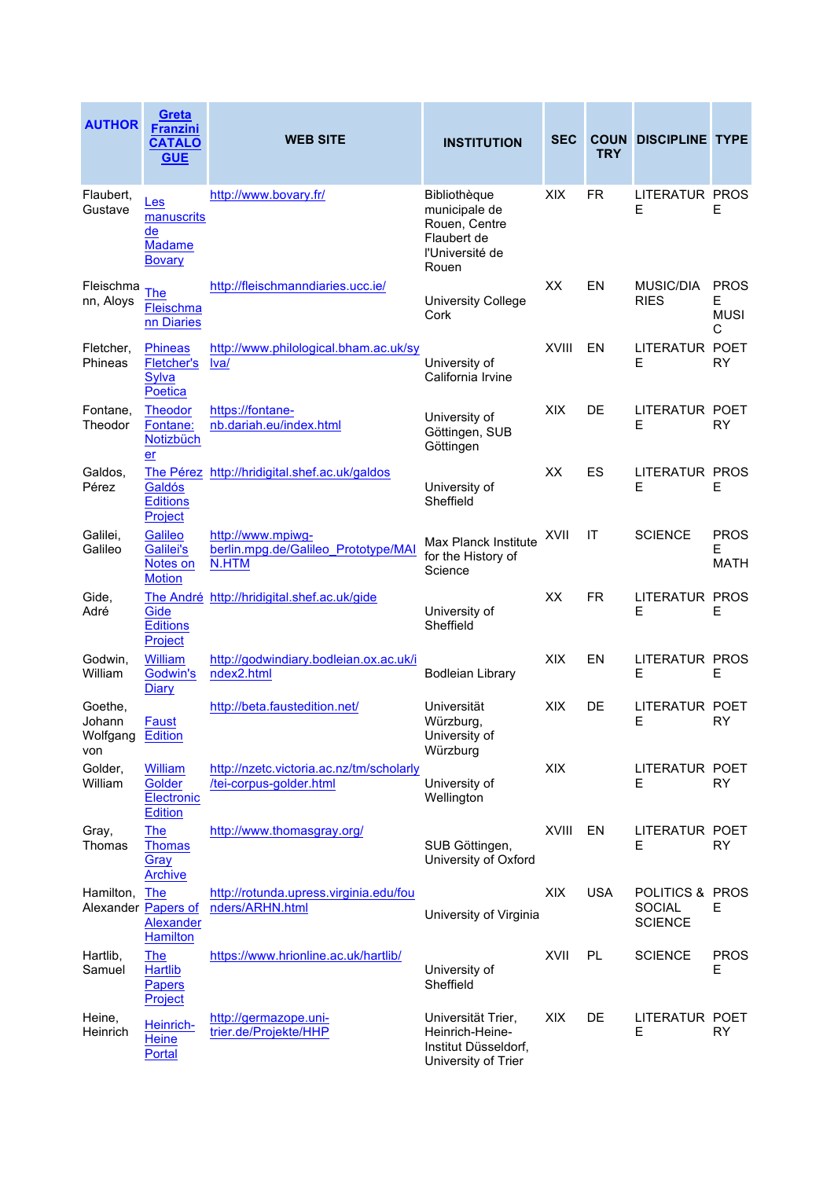| AUTHOR | Greta Franzini CATALOGUE | WEB SITE | INSTITUTION | SEC | COUNTRY | DISCIPLINE | TYPE |
|---|---|---|---|---|---|---|---|
| Flaubert, Gustave | Les manuscrits de Madame Bovary | http://www.bovary.fr/ | Bibliothèque municipale de Rouen, Centre Flaubert de l'Université de Rouen | XIX | FR | LITERATURE | PROSE |
| Fleischmann, Aloys | The Fleischmann Diaries | http://fleischmanndiaries.ucc.ie/ | University College Cork | XX | EN | MUSIC/DIARIES | PROSE MUSIC |
| Fletcher, Phineas | Phineas Fletcher's Sylva Poetica | http://www.philological.bham.ac.uk/sylva/ | University of California Irvine | XVIII | EN | LITERATURE | POETRY |
| Fontane, Theodor | Theodor Fontane: Notizbücher | https://fontane-nb.dariah.eu/index.html | University of Göttingen, SUB Göttingen | XIX | DE | LITERATURE | POETRY |
| Galdos, Pérez | The Pérez Galdós Editions Project | http://hridigital.shef.ac.uk/galdos | University of Sheffield | XX | ES | LITERATURE | PROSE |
| Galilei, Galileo | Galileo Galilei's Notes on Motion | http://www.mpiwg-berlin.mpg.de/Galileo_Prototype/MAIN.HTM | Max Planck Institute for the History of Science | XVII | IT | SCIENCE | PROSE MATH |
| Gide, Adré | The André Gide Editions Project | http://hridigital.shef.ac.uk/gide | University of Sheffield | XX | FR | LITERATURE | PROSE |
| Godwin, William | William Godwin's Diary | http://godwindiary.bodleian.ox.ac.uk/index2.html | Bodleian Library | XIX | EN | LITERATURE | PROSE |
| Goethe, Johann Wolfgang von | Faust Edition | http://beta.faustedition.net/ | Universität Würzburg, University of Würzburg | XIX | DE | LITERATURE | POETRY |
| Golder, William | William Golder Electronic Edition | http://nzetc.victoria.ac.nz/tm/scholarly/tei-corpus-golder.html | University of Wellington | XIX | | LITERATURE | POETRY |
| Gray, Thomas | The Thomas Gray Archive | http://www.thomasgray.org/ | SUB Göttingen, University of Oxford | XVIII | EN | LITERATURE | POETRY |
| Hamilton, Alexander | The Papers of Alexander Hamilton | http://rotunda.upress.virginia.edu/founders/ARHN.html | University of Virginia | XIX | USA | POLITICS & SOCIAL SCIENCE | PROSE |
| Hartlib, Samuel | The Hartlib Papers Project | https://www.hrionline.ac.uk/hartlib/ | University of Sheffield | XVII | PL | SCIENCE | PROSE |
| Heine, Heinrich | Heinrich-Heine Portal | http://germazope.uni-trier.de/Projekte/HHP | Universität Trier, Heinrich-Heine-Institut Düsseldorf, University of Trier | XIX | DE | LITERATURE | POETRY |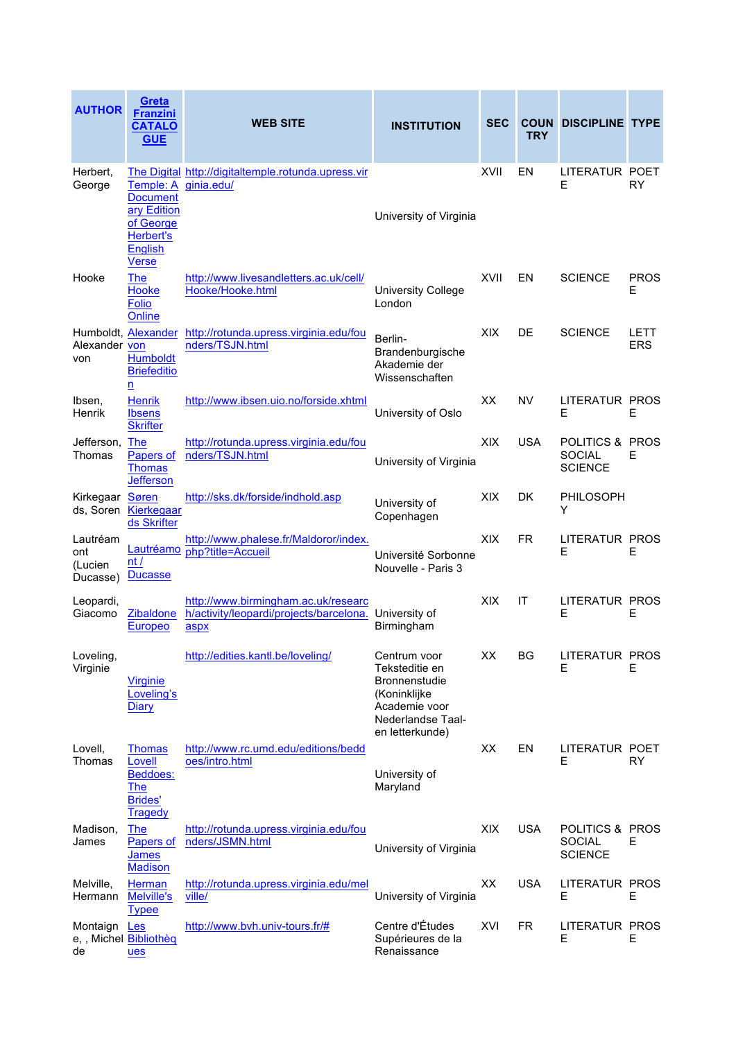| AUTHOR | Greta Franzini CATALOGUE | WEB SITE | INSTITUTION | SEC | COUNTRY | DISCIPLINE | TYPE |
|---|---|---|---|---|---|---|---|
| Herbert, George | The Digital Temple: A Documentary Edition of George Herbert's English Verse | http://digitaltemple.rotunda.upress.virginia.edu/ | University of Virginia | XVII | EN | LITERATURE | POETRY |
| Hooke | The Hooke Folio Online | http://www.livesandletters.ac.uk/cell/Hooke/Hooke.html | University College London | XVII | EN | SCIENCE | PROSE |
| Humboldt, Alexander von | Alexander von Humboldt Briefedition | http://rotunda.upress.virginia.edu/founders/TSJN.html | Berlin-Brandenburgische Akademie der Wissenschaften | XIX | DE | SCIENCE | LETTERS |
| Ibsen, Henrik | Henrik Ibsens Skrifter | http://www.ibsen.uio.no/forside.xhtml | University of Oslo | XX | NV | LITERATURE | PROSE |
| Jefferson, Thomas | The Papers of Thomas Jefferson | http://rotunda.upress.virginia.edu/founders/TSJN.html | University of Virginia | XIX | USA | POLITICS & SOCIAL SCIENCE | PROSE |
| Kirkegaards, Soren | Søren Kierkegaards Skrifter | http://sks.dk/forside/indhold.asp | University of Copenhagen | XIX | DK | PHILOSOPHY | |
| Lautréamont (Lucien Ducasse) | Lautréamont / Ducasse | http://www.phalese.fr/Maldoror/index.php?title=Accueil | Université Sorbonne Nouvelle - Paris 3 | XIX | FR | LITERATURE | PROSE |
| Leopardi, Giacomo | Zibaldone Europeo | http://www.birmingham.ac.uk/research/activity/leopardi/projects/barcelona.aspx | University of Birmingham | XIX | IT | LITERATURE | PROSE |
| Loveling, Virginie | Virginie Loveling's Diary | http://edities.kantl.be/loveling/ | Centrum voor Teksteditie en Bronnenstudie (Koninklijke Academie voor Nederlandse Taal- en letterkunde) | XX | BG | LITERATURE | PROSE |
| Lovell, Thomas | Thomas Lovell Beddoes: The Brides' Tragedy | http://www.rc.umd.edu/editions/beddoes/intro.html | University of Maryland | XX | EN | LITERATURE | POETRY |
| Madison, James | The Papers of James Madison | http://rotunda.upress.virginia.edu/founders/JSMN.html | University of Virginia | XIX | USA | POLITICS & SOCIAL SCIENCE | PROSE |
| Melville, Hermann | Herman Melville's Typee | http://rotunda.upress.virginia.edu/melville/ | University of Virginia | XX | USA | LITERATURE | PROSE |
| Montaigne, , Michel de | Les Bibliothèques | http://www.bvh.univ-tours.fr/# | Centre d'Études Supérieures de la Renaissance | XVI | FR | LITERATURE | PROSE |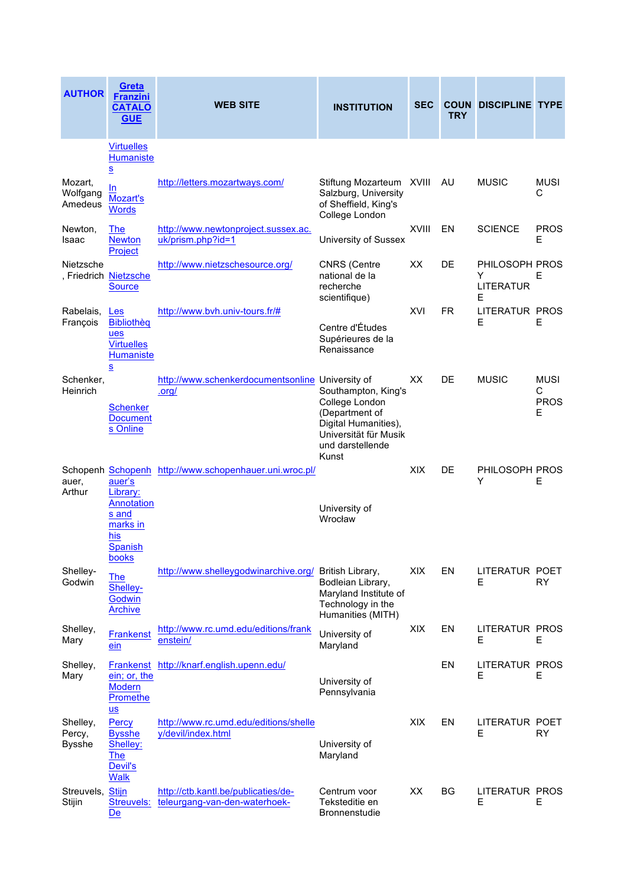| AUTHOR | Greta Franzini CATALOGUE | WEB SITE | INSTITUTION | SEC | COUNTRY | DISCIPLINE | TYPE |
|---|---|---|---|---|---|---|---|
| | Virtuelles Humanistes | | | | | | |
| Mozart, Wolfgang Amedeus | In Mozart's Words | http://letters.mozartways.com/ | Stiftung Mozarteum Salzburg, University of Sheffield, King's College London | XVIII | AU | MUSIC | MUSIC |
| Newton, Isaac | The Newton Project | http://www.newtonproject.sussex.ac.uk/prism.php?id=1 | University of Sussex | XVIII | EN | SCIENCE | PROSE |
| Nietzsche, Friedrich | Nietzsche Source | http://www.nietzschesource.org/ | CNRS (Centre national de la recherche scientifique) | XX | DE | PHILOSOPHY LITERATURE | PROSE |
| Rabelais, François | Les Bibliothèques Virtuelles Humanistes | http://www.bvh.univ-tours.fr/# | Centre d'Études Supérieures de la Renaissance | XVI | FR | LITERATURE | PROSE |
| Schenker, Heinrich | Schenker Documents Online | http://www.schenkerdocumentsonline.org/ | University of Southampton, King's College London (Department of Digital Humanities), Universität für Musik und darstellende Kunst | XX | DE | MUSIC | MUSIC PROSE |
| Schopenhauer, Arthur | Schopenhauer's Library: Annotations and marks in his Spanish books | http://www.schopenhauer.uni.wroc.pl/ | University of Wrocław | XIX | DE | PHILOSOPHY | PROSE |
| Shelley-Godwin | The Shelley-Godwin Archive | http://www.shelleygodwinarchive.org/ | British Library, Bodleian Library, Maryland Institute of Technology in the Humanities (MITH) | XIX | EN | LITERATURE | POETRY |
| Shelley, Mary | Frankenstein | http://www.rc.umd.edu/editions/frankenstein/ | University of Maryland | XIX | EN | LITERATURE | PROSE |
| Shelley, Mary | Frankenstein; or, the Modern Prometheus | http://knarf.english.upenn.edu/ | University of Pennsylvania | | EN | LITERATURE | PROSE |
| Shelley, Percy, Bysshe | Percy Bysshe Shelley: The Devil's Walk | http://www.rc.umd.edu/editions/shelley/devil/index.html | University of Maryland | XIX | EN | LITERATURE | POETRY |
| Streuvels, Stijn | Stijn Streuvels: De | http://ctb.kantl.be/publicaties/de-teleurgang-van-den-waterhoek- | Centrum voor Teksteditie en Bronnenstudie | XX | BG | LITERATURE | PROSE |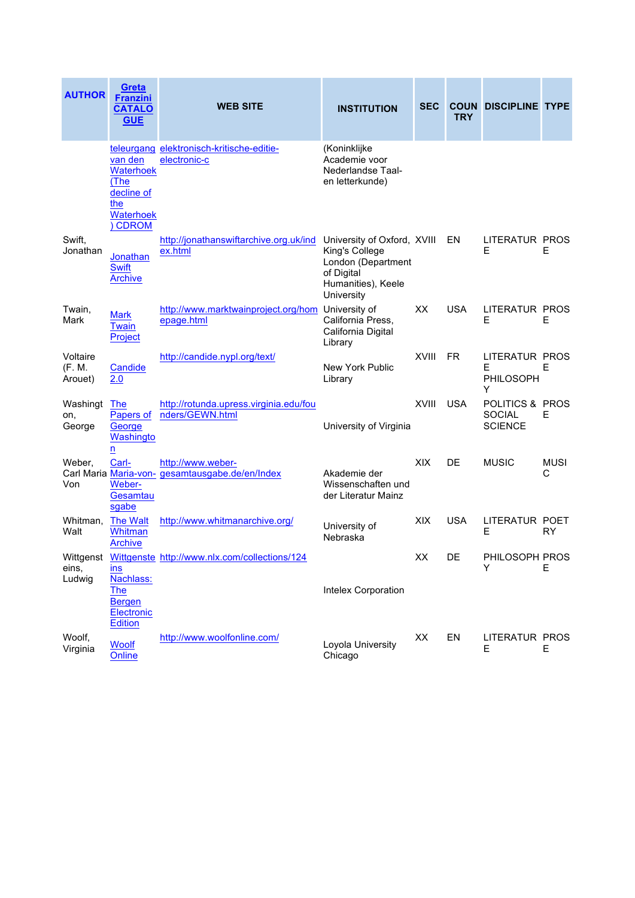| AUTHOR | Greta Franzini CATALOGUE | WEB SITE | INSTITUTION | SEC | COUNTRY | DISCIPLINE | TYPE |
|---|---|---|---|---|---|---|---|
| | teleurgang van den Waterhoek (The decline of the Waterhoek) CDROM | elektronisch-kritische-editie-electronic-c | (Koninklijke Academie voor Nederlandse Taal- en letterkunde) | | | | |
| Swift, Jonathan | Jonathan Swift Archive | http://jonathanswiftarchive.org.uk/index.html | University of Oxford, King's College London (Department of Digital Humanities), Keele University | XVIII | EN | LITERATURE | PROSE |
| Twain, Mark | Mark Twain Project | http://www.marktwainproject.org/homepage.html | University of California Press, California Digital Library | XX | USA | LITERATURE | PROSE |
| Voltaire (F. M. Arouet) | Candide 2.0 | http://candide.nypl.org/text/ | New York Public Library | XVIII | FR | LITERATURE PHILOSOPHY | PROSE |
| Washington, George | The Papers of George Washington | http://rotunda.upress.virginia.edu/founders/GEWN.html | University of Virginia | XVIII | USA | POLITICS & SOCIAL SCIENCE | PROSE |
| Weber, Carl Maria Von | Carl-Maria-von-Weber-Gesamtausgabe | http://www.weber-gesamtausgabe.de/en/Index | Akademie der Wissenschaften und der Literatur Mainz | XIX | DE | MUSIC | MUSIC |
| Whitman, Walt | The Walt Whitman Archive | http://www.whitmanarchive.org/ | University of Nebraska | XIX | USA | LITERATURE | POETRY |
| Wittgensteins, Ludwig | Wittgensteins Nachlass: The Bergen Electronic Edition | http://www.nlx.com/collections/124 | Intelex Corporation | XX | DE | PHILOSOPHY | PROSE |
| Woolf, Virginia | Woolf Online | http://www.woolfonline.com/ | Loyola University Chicago | XX | EN | LITERATURE | PROSE |